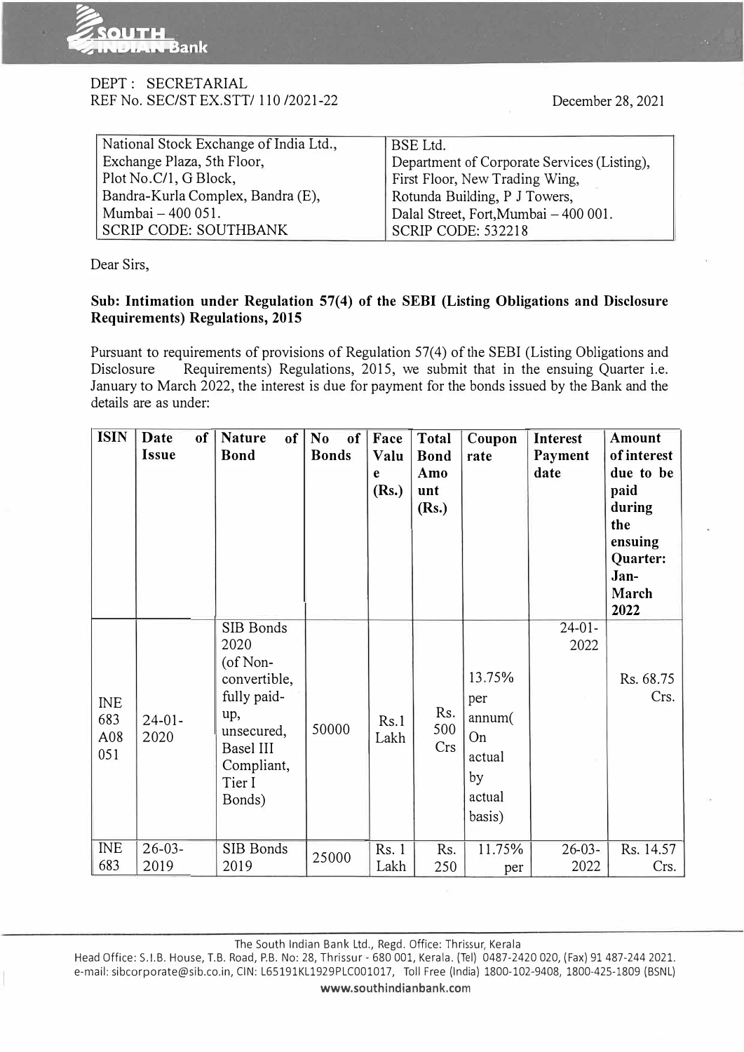DEPT : SECRETARIAL
REF No. SEC/ST EX.STT/ 110 /2021-22

December 28, 2021

| National Stock Exchange of India Ltd., | BSE Ltd. |
|---|---|
| Exchange Plaza, 5th Floor, | Department of Corporate Services (Listing), |
| Plot No.C/1, G Block, | First Floor, New Trading Wing, |
| Bandra-Kurla Complex, Bandra (E), | Rotunda Building, P J Towers, |
| Mumbai – 400 051. | Dalal Street, Fort,Mumbai – 400 001. |
| SCRIP CODE: SOUTHBANK | SCRIP CODE: 532218 |

Dear Sirs,

**Sub: Intimation under Regulation 57(4) of the SEBI (Listing Obligations and Disclosure Requirements) Regulations, 2015**

Pursuant to requirements of provisions of Regulation 57(4) of the SEBI (Listing Obligations and Disclosure Requirements) Regulations, 2015, we submit that in the ensuing Quarter i.e. January to March 2022, the interest is due for payment for the bonds issued by the Bank and the details are as under:

| ISIN | Date of Issue | Nature of Bond | No of Bonds | Face Value (Rs.) | Total Bond Amount (Rs.) | Coupon rate | Interest Payment date | Amount of interest due to be paid during the ensuing Quarter: Jan-March 2022 |
|---|---|---|---|---|---|---|---|---|
| INE 683 A08 051 | 24-01-2020 | SIB Bonds 2020 (of Non-convertible, fully paid-up, unsecured, Basel III Compliant, Tier I Bonds) | 50000 | Rs.1 Lakh | Rs. 500 Crs | 13.75% per annum( On actual by actual basis) | 24-01-2022 | Rs. 68.75 Crs. |
| INE 683 | 26-03-2019 | SIB Bonds 2019 | 25000 | Rs. 1 Lakh | Rs. 250 | 11.75% per | 26-03-2022 | Rs. 14.57 Crs. |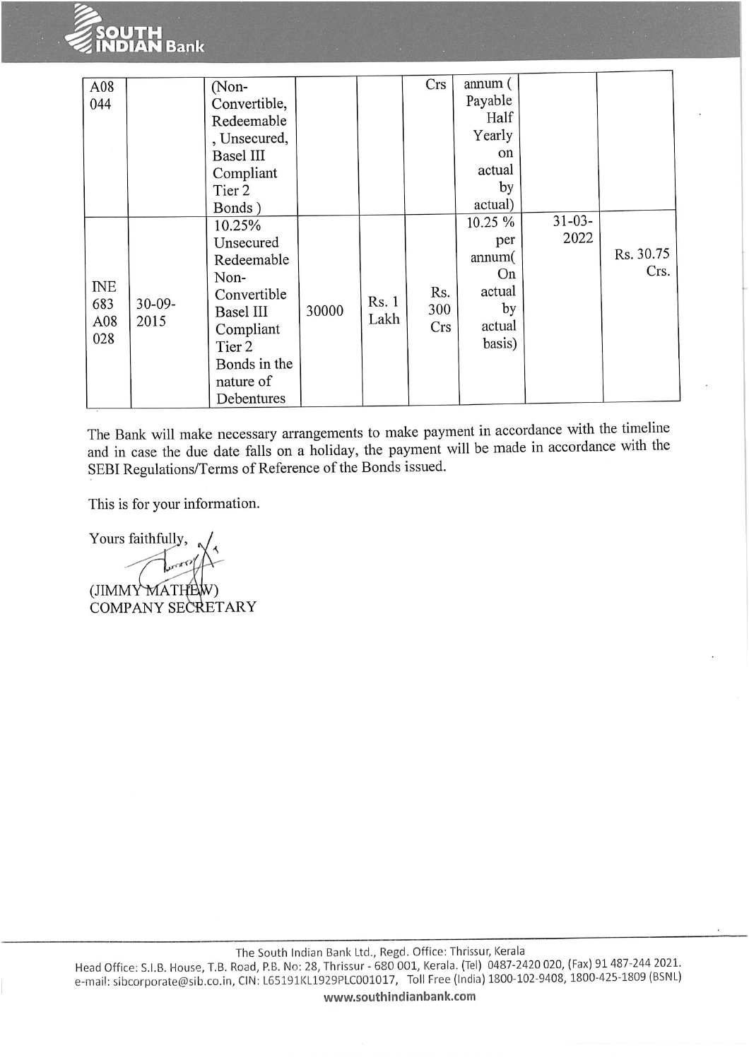| | | | | | | | | |
|---|---|---|---|---|---|---|---|---|
| A08 044 | | (Non-Convertible, Redeemable, Unsecured, Basel III Compliant Tier 2 Bonds ) | | | Crs | annum ( Payable Half Yearly on actual by actual) | | |
| INE 683 A08 028 | 30-09-2015 | 10.25% Unsecured Redeemable Non-Convertible Basel III Compliant Tier 2 Bonds in the nature of Debentures | 30000 | Rs. 1 Lakh | Rs. 300 Crs | 10.25 % per annum( On actual by actual basis) | 31-03-2022 | Rs. 30.75 Crs. |

The Bank will make necessary arrangements to make payment in accordance with the timeline and in case the due date falls on a holiday, the payment will be made in accordance with the SEBI Regulations/Terms of Reference of the Bonds issued.

This is for your information.

Yours faithfully,

(JIMMY MATHEW)
COMPANY SECRETARY

The South Indian Bank Ltd., Regd. Office: Thrissur, Kerala
Head Office: S.I.B. House, T.B. Road, P.B. No: 28, Thrissur - 680 001, Kerala. (Tel) 0487-2420 020, (Fax) 91 487-244 2021.
e-mail: sibcorporate@sib.co.in, CIN: L65191KL1929PLC001017, Toll Free (India) 1800-102-9408, 1800-425-1809 (BSNL)
www.southindianbank.com